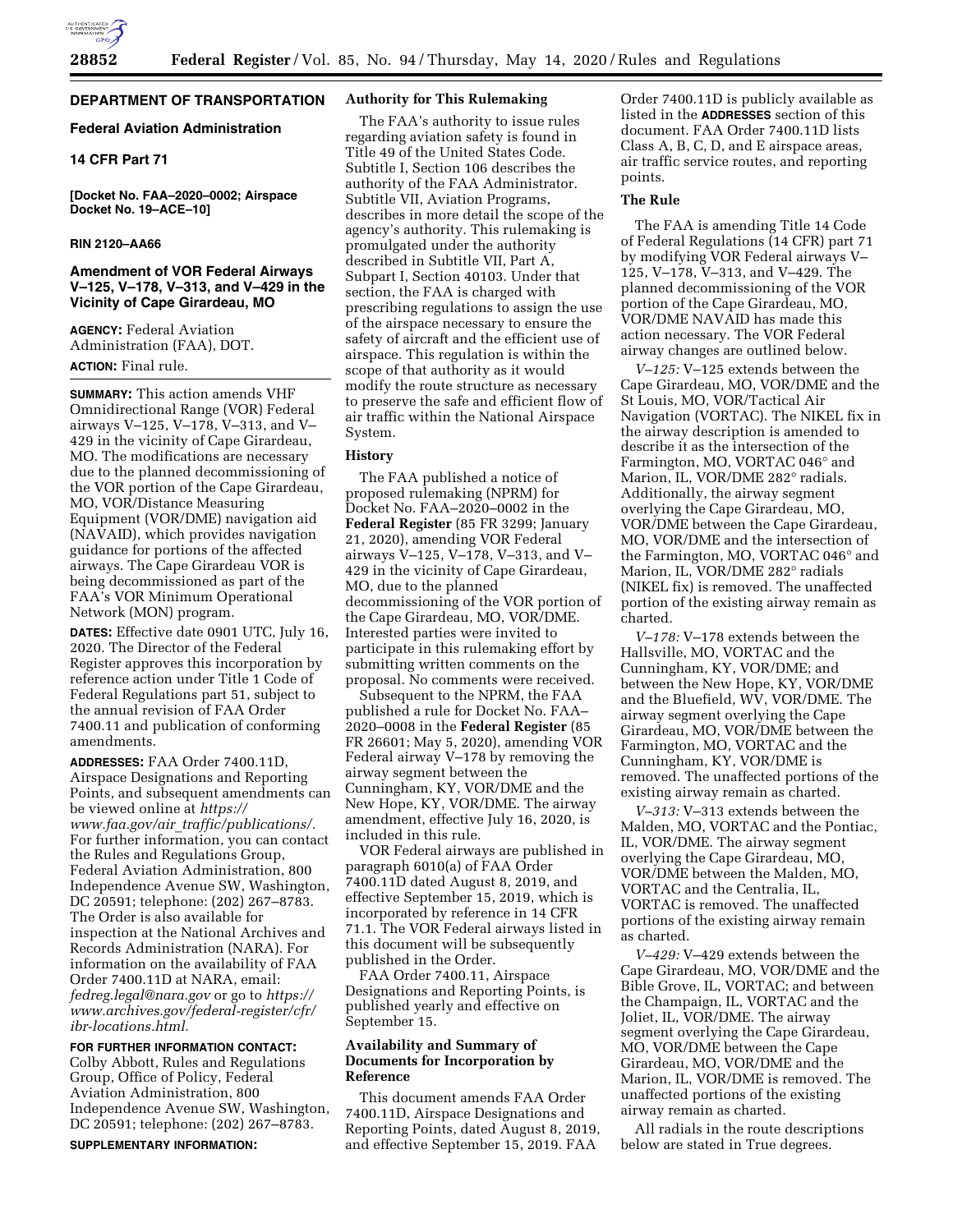**DEPARTMENT OF TRANSPORTATION**

**Federal Aviation Administration**

**14 CFR Part 71**

**[Docket No. FAA–2020–0002; Airspace Docket No. 19–ACE–10]**

**RIN 2120–AA66**

# Amendment of VOR Federal Airways V–125, V–178, V–313, and V–429 in the Vicinity of Cape Girardeau, MO

**AGENCY:** Federal Aviation Administration (FAA), DOT.

**ACTION:** Final rule.

**SUMMARY:** This action amends VHF Omnidirectional Range (VOR) Federal airways V–125, V–178, V–313, and V–429 in the vicinity of Cape Girardeau, MO. The modifications are necessary due to the planned decommissioning of the VOR portion of the Cape Girardeau, MO, VOR/Distance Measuring Equipment (VOR/DME) navigation aid (NAVAID), which provides navigation guidance for portions of the affected airways. The Cape Girardeau VOR is being decommissioned as part of the FAA's VOR Minimum Operational Network (MON) program.

**DATES:** Effective date 0901 UTC, July 16, 2020. The Director of the Federal Register approves this incorporation by reference action under Title 1 Code of Federal Regulations part 51, subject to the annual revision of FAA Order 7400.11 and publication of conforming amendments.

**ADDRESSES:** FAA Order 7400.11D, Airspace Designations and Reporting Points, and subsequent amendments can be viewed online at *https://www.faa.gov/air_traffic/publications/.* For further information, you can contact the Rules and Regulations Group, Federal Aviation Administration, 800 Independence Avenue SW, Washington, DC 20591; telephone: (202) 267–8783. The Order is also available for inspection at the National Archives and Records Administration (NARA). For information on the availability of FAA Order 7400.11D at NARA, email: *fedreg.legal@nara.gov* or go to *https://www.archives.gov/federal-register/cfr/ibr-locations.html.*

**FOR FURTHER INFORMATION CONTACT:** Colby Abbott, Rules and Regulations Group, Office of Policy, Federal Aviation Administration, 800 Independence Avenue SW, Washington, DC 20591; telephone: (202) 267–8783.

**SUPPLEMENTARY INFORMATION:**

## Authority for This Rulemaking

The FAA's authority to issue rules regarding aviation safety is found in Title 49 of the United States Code. Subtitle I, Section 106 describes the authority of the FAA Administrator. Subtitle VII, Aviation Programs, describes in more detail the scope of the agency's authority. This rulemaking is promulgated under the authority described in Subtitle VII, Part A, Subpart I, Section 40103. Under that section, the FAA is charged with prescribing regulations to assign the use of the airspace necessary to ensure the safety of aircraft and the efficient use of airspace. This regulation is within the scope of that authority as it would modify the route structure as necessary to preserve the safe and efficient flow of air traffic within the National Airspace System.

## History

The FAA published a notice of proposed rulemaking (NPRM) for Docket No. FAA–2020–0002 in the **Federal Register** (85 FR 3299; January 21, 2020), amending VOR Federal airways V–125, V–178, V–313, and V–429 in the vicinity of Cape Girardeau, MO, due to the planned decommissioning of the VOR portion of the Cape Girardeau, MO, VOR/DME. Interested parties were invited to participate in this rulemaking effort by submitting written comments on the proposal. No comments were received.

Subsequent to the NPRM, the FAA published a rule for Docket No. FAA–2020–0008 in the **Federal Register** (85 FR 26601; May 5, 2020), amending VOR Federal airway V–178 by removing the airway segment between the Cunningham, KY, VOR/DME and the New Hope, KY, VOR/DME. The airway amendment, effective July 16, 2020, is included in this rule.

VOR Federal airways are published in paragraph 6010(a) of FAA Order 7400.11D dated August 8, 2019, and effective September 15, 2019, which is incorporated by reference in 14 CFR 71.1. The VOR Federal airways listed in this document will be subsequently published in the Order.

FAA Order 7400.11, Airspace Designations and Reporting Points, is published yearly and effective on September 15.

## Availability and Summary of Documents for Incorporation by Reference

This document amends FAA Order 7400.11D, Airspace Designations and Reporting Points, dated August 8, 2019, and effective September 15, 2019. FAA Order 7400.11D is publicly available as listed in the **ADDRESSES** section of this document. FAA Order 7400.11D lists Class A, B, C, D, and E airspace areas, air traffic service routes, and reporting points.

## The Rule

The FAA is amending Title 14 Code of Federal Regulations (14 CFR) part 71 by modifying VOR Federal airways V–125, V–178, V–313, and V–429. The planned decommissioning of the VOR portion of the Cape Girardeau, MO, VOR/DME NAVAID has made this action necessary. The VOR Federal airway changes are outlined below.

*V–125:* V–125 extends between the Cape Girardeau, MO, VOR/DME and the St Louis, MO, VOR/Tactical Air Navigation (VORTAC). The NIKEL fix in the airway description is amended to describe it as the intersection of the Farmington, MO, VORTAC 046° and Marion, IL, VOR/DME 282° radials. Additionally, the airway segment overlying the Cape Girardeau, MO, VOR/DME between the Cape Girardeau, MO, VOR/DME and the intersection of the Farmington, MO, VORTAC 046° and Marion, IL, VOR/DME 282° radials (NIKEL fix) is removed. The unaffected portion of the existing airway remain as charted.

*V–178:* V–178 extends between the Hallsville, MO, VORTAC and the Cunningham, KY, VOR/DME; and between the New Hope, KY, VOR/DME and the Bluefield, WV, VOR/DME. The airway segment overlying the Cape Girardeau, MO, VOR/DME between the Farmington, MO, VORTAC and the Cunningham, KY, VOR/DME is removed. The unaffected portions of the existing airway remain as charted.

*V–313:* V–313 extends between the Malden, MO, VORTAC and the Pontiac, IL, VOR/DME. The airway segment overlying the Cape Girardeau, MO, VOR/DME between the Malden, MO, VORTAC and the Centralia, IL, VORTAC is removed. The unaffected portions of the existing airway remain as charted.

*V–429:* V–429 extends between the Cape Girardeau, MO, VOR/DME and the Bible Grove, IL, VORTAC; and between the Champaign, IL, VORTAC and the Joliet, IL, VOR/DME. The airway segment overlying the Cape Girardeau, MO, VOR/DME between the Cape Girardeau, MO, VOR/DME and the Marion, IL, VOR/DME is removed. The unaffected portions of the existing airway remain as charted.

All radials in the route descriptions below are stated in True degrees.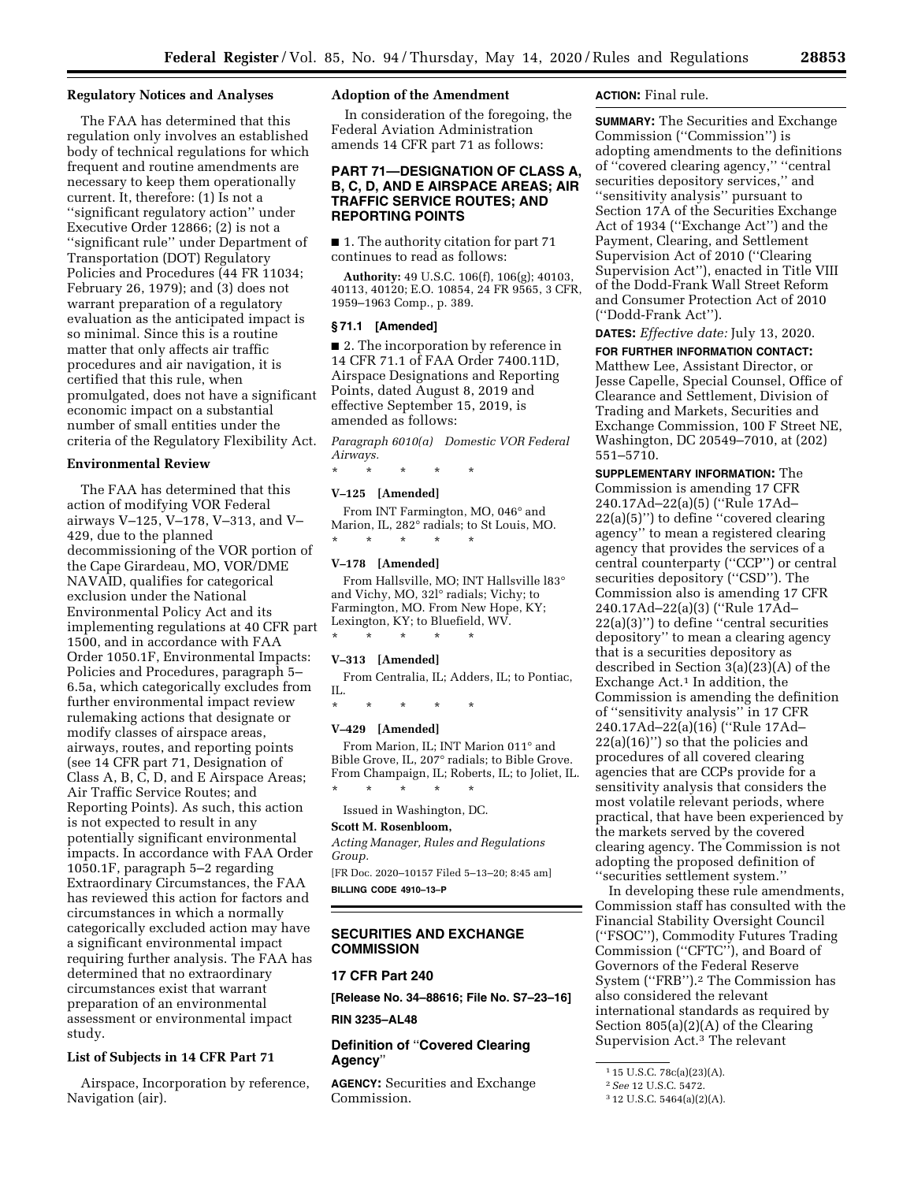## Regulatory Notices and Analyses

The FAA has determined that this regulation only involves an established body of technical regulations for which frequent and routine amendments are necessary to keep them operationally current. It, therefore: (1) Is not a ''significant regulatory action'' under Executive Order 12866; (2) is not a ''significant rule'' under Department of Transportation (DOT) Regulatory Policies and Procedures (44 FR 11034; February 26, 1979); and (3) does not warrant preparation of a regulatory evaluation as the anticipated impact is so minimal. Since this is a routine matter that only affects air traffic procedures and air navigation, it is certified that this rule, when promulgated, does not have a significant economic impact on a substantial number of small entities under the criteria of the Regulatory Flexibility Act.

## Environmental Review

The FAA has determined that this action of modifying VOR Federal airways V–125, V–178, V–313, and V–429, due to the planned decommissioning of the VOR portion of the Cape Girardeau, MO, VOR/DME NAVAID, qualifies for categorical exclusion under the National Environmental Policy Act and its implementing regulations at 40 CFR part 1500, and in accordance with FAA Order 1050.1F, Environmental Impacts: Policies and Procedures, paragraph 5–6.5a, which categorically excludes from further environmental impact review rulemaking actions that designate or modify classes of airspace areas, airways, routes, and reporting points (see 14 CFR part 71, Designation of Class A, B, C, D, and E Airspace Areas; Air Traffic Service Routes; and Reporting Points). As such, this action is not expected to result in any potentially significant environmental impacts. In accordance with FAA Order 1050.1F, paragraph 5–2 regarding Extraordinary Circumstances, the FAA has reviewed this action for factors and circumstances in which a normally categorically excluded action may have a significant environmental impact requiring further analysis. The FAA has determined that no extraordinary circumstances exist that warrant preparation of an environmental assessment or environmental impact study.

## List of Subjects in 14 CFR Part 71

Airspace, Incorporation by reference, Navigation (air).

## Adoption of the Amendment

In consideration of the foregoing, the Federal Aviation Administration amends 14 CFR part 71 as follows:

### PART 71—DESIGNATION OF CLASS A, B, C, D, AND E AIRSPACE AREAS; AIR TRAFFIC SERVICE ROUTES; AND REPORTING POINTS

■ 1. The authority citation for part 71 continues to read as follows:

**Authority:** 49 U.S.C. 106(f), 106(g); 40103, 40113, 40120; E.O. 10854, 24 FR 9565, 3 CFR, 1959–1963 Comp., p. 389.

### § 71.1 [Amended]

■ 2. The incorporation by reference in 14 CFR 71.1 of FAA Order 7400.11D, Airspace Designations and Reporting Points, dated August 8, 2019 and effective September 15, 2019, is amended as follows:

*Paragraph 6010(a) Domestic VOR Federal Airways.*

\* \* \* \* \*

**V–125 [Amended]**

From INT Farmington, MO, 046° and Marion, IL, 282° radials; to St Louis, MO.

\* \* \* \* \*

**V–178 [Amended]**

From Hallsville, MO; INT Hallsville l83° and Vichy, MO, 32l° radials; Vichy; to Farmington, MO. From New Hope, KY; Lexington, KY; to Bluefield, WV.

\* \* \* \* \*

**V–313 [Amended]**

From Centralia, IL; Adders, IL; to Pontiac, IL.

\* \* \* \* \*

**V–429 [Amended]**

From Marion, IL; INT Marion 011° and Bible Grove, IL, 207° radials; to Bible Grove. From Champaign, IL; Roberts, IL; to Joliet, IL.

\* \* \* \* \*

Issued in Washington, DC.

**Scott M. Rosenbloom,**

*Acting Manager, Rules and Regulations Group.*

[FR Doc. 2020–10157 Filed 5–13–20; 8:45 am]

**BILLING CODE 4910–13–P**

## SECURITIES AND EXCHANGE COMMISSION

### 17 CFR Part 240

**[Release No. 34–88616; File No. S7–23–16]**

**RIN 3235–AL48**

## Definition of ''Covered Clearing Agency''

**AGENCY:** Securities and Exchange Commission.

**ACTION:** Final rule.

**SUMMARY:** The Securities and Exchange Commission (''Commission'') is adopting amendments to the definitions of ''covered clearing agency,'' ''central securities depository services,'' and ''sensitivity analysis'' pursuant to Section 17A of the Securities Exchange Act of 1934 (''Exchange Act'') and the Payment, Clearing, and Settlement Supervision Act of 2010 (''Clearing Supervision Act''), enacted in Title VIII of the Dodd-Frank Wall Street Reform and Consumer Protection Act of 2010 (''Dodd-Frank Act'').

**DATES:** *Effective date:* July 13, 2020.

**FOR FURTHER INFORMATION CONTACT:** Matthew Lee, Assistant Director, or Jesse Capelle, Special Counsel, Office of Clearance and Settlement, Division of Trading and Markets, Securities and Exchange Commission, 100 F Street NE, Washington, DC 20549–7010, at (202) 551–5710.

**SUPPLEMENTARY INFORMATION:** The Commission is amending 17 CFR 240.17Ad–22(a)(5) (''Rule 17Ad–22(a)(5)'') to define ''covered clearing agency'' to mean a registered clearing agency that provides the services of a central counterparty (''CCP'') or central securities depository (''CSD''). The Commission also is amending 17 CFR 240.17Ad–22(a)(3) (''Rule 17Ad–22(a)(3)'') to define ''central securities depository'' to mean a clearing agency that is a securities depository as described in Section 3(a)(23)(A) of the Exchange Act.[1] In addition, the Commission is amending the definition of ''sensitivity analysis'' in 17 CFR 240.17Ad–22(a)(16) (''Rule 17Ad–22(a)(16)'') so that the policies and procedures of all covered clearing agencies that are CCPs provide for a sensitivity analysis that considers the most volatile relevant periods, where practical, that have been experienced by the markets served by the covered clearing agency. The Commission is not adopting the proposed definition of ''securities settlement system.''

In developing these rule amendments, Commission staff has consulted with the Financial Stability Oversight Council (''FSOC''), Commodity Futures Trading Commission (''CFTC''), and Board of Governors of the Federal Reserve System (''FRB'').[2] The Commission has also considered the relevant international standards as required by Section 805(a)(2)(A) of the Clearing Supervision Act.[3] The relevant

[1] 15 U.S.C. 78c(a)(23)(A).

[2] *See* 12 U.S.C. 5472.

[3] 12 U.S.C. 5464(a)(2)(A).